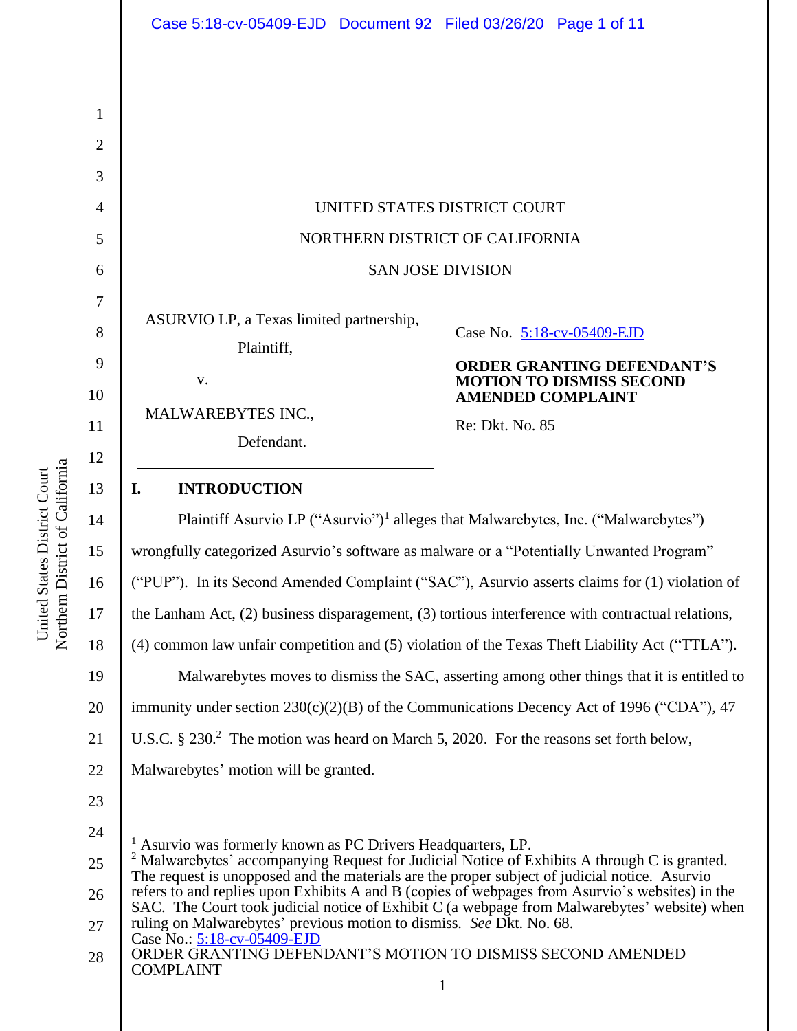UNITED STATES DISTRICT COURT

NORTHERN DISTRICT OF CALIFORNIA

SAN JOSE DIVISION

ASURVIO LP, a Texas limited partnership,

Plaintiff,

v.

MALWAREBYTES INC.,

Defendant.

Case No. 5:18-cv-05409-EJD

**ORDER GRANTING DEFENDANT'S MOTION TO DISMISS SECOND AMENDED COMPLAINT**

Re: Dkt. No. 85

## I. INTRODUCTION

Plaintiff Asurvio LP ("Asurvio")[1] alleges that Malwarebytes, Inc. ("Malwarebytes") wrongfully categorized Asurvio's software as malware or a "Potentially Unwanted Program" ("PUP"). In its Second Amended Complaint ("SAC"), Asurvio asserts claims for (1) violation of the Lanham Act, (2) business disparagement, (3) tortious interference with contractual relations, (4) common law unfair competition and (5) violation of the Texas Theft Liability Act ("TTLA").

Malwarebytes moves to dismiss the SAC, asserting among other things that it is entitled to immunity under section 230(c)(2)(B) of the Communications Decency Act of 1996 ("CDA"), 47 U.S.C. § 230.[2] The motion was heard on March 5, 2020. For the reasons set forth below, Malwarebytes' motion will be granted.

---

[1] Asurvio was formerly known as PC Drivers Headquarters, LP.

[2] Malwarebytes' accompanying Request for Judicial Notice of Exhibits A through C is granted. The request is unopposed and the materials are the proper subject of judicial notice. Asurvio refers to and replies upon Exhibits A and B (copies of webpages from Asurvio's websites) in the SAC. The Court took judicial notice of Exhibit C (a webpage from Malwarebytes' website) when ruling on Malwarebytes' previous motion to dismiss. *See* Dkt. No. 68.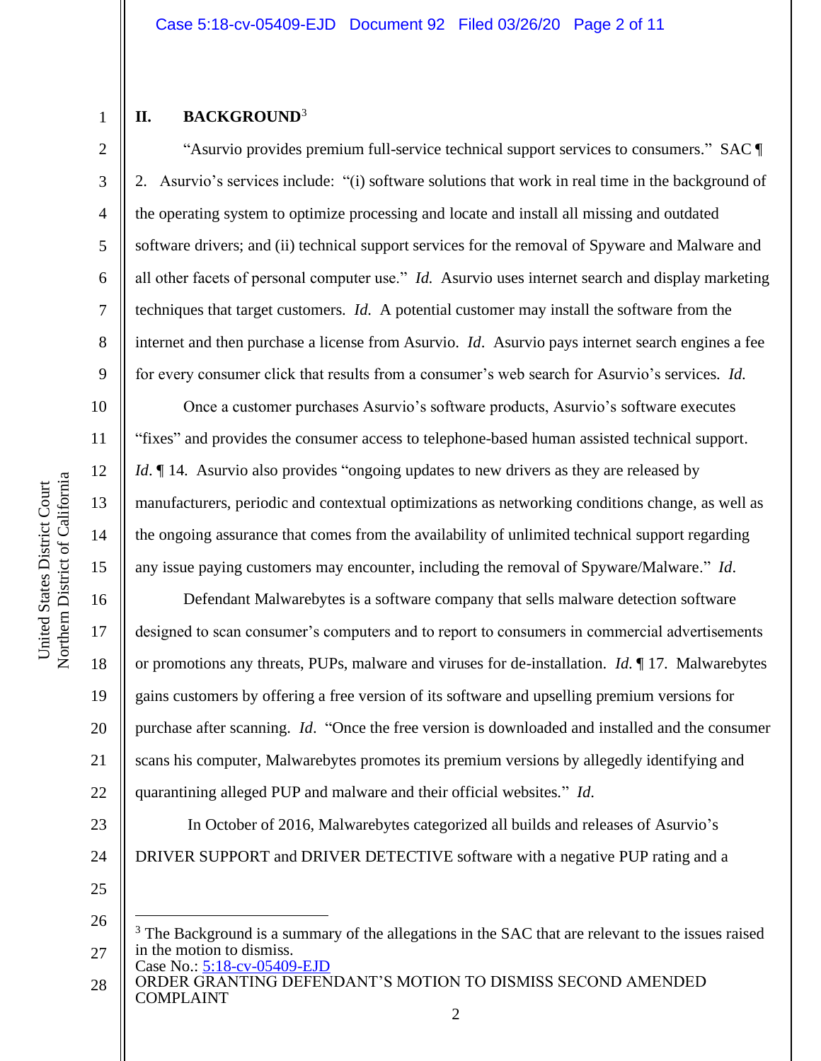## II. BACKGROUND[3]

"Asurvio provides premium full-service technical support services to consumers." SAC ¶ 2. Asurvio's services include: "(i) software solutions that work in real time in the background of the operating system to optimize processing and locate and install all missing and outdated software drivers; and (ii) technical support services for the removal of Spyware and Malware and all other facets of personal computer use." *Id.* Asurvio uses internet search and display marketing techniques that target customers. *Id.* A potential customer may install the software from the internet and then purchase a license from Asurvio. *Id*. Asurvio pays internet search engines a fee for every consumer click that results from a consumer's web search for Asurvio's services. *Id.*

Once a customer purchases Asurvio's software products, Asurvio's software executes "fixes" and provides the consumer access to telephone-based human assisted technical support. *Id*. ¶ 14. Asurvio also provides "ongoing updates to new drivers as they are released by manufacturers, periodic and contextual optimizations as networking conditions change, as well as the ongoing assurance that comes from the availability of unlimited technical support regarding any issue paying customers may encounter, including the removal of Spyware/Malware." *Id*.

Defendant Malwarebytes is a software company that sells malware detection software designed to scan consumer's computers and to report to consumers in commercial advertisements or promotions any threats, PUPs, malware and viruses for de-installation. *Id.* ¶ 17. Malwarebytes gains customers by offering a free version of its software and upselling premium versions for purchase after scanning. *Id*. "Once the free version is downloaded and installed and the consumer scans his computer, Malwarebytes promotes its premium versions by allegedly identifying and quarantining alleged PUP and malware and their official websites." *Id.*

In October of 2016, Malwarebytes categorized all builds and releases of Asurvio's DRIVER SUPPORT and DRIVER DETECTIVE software with a negative PUP rating and a

---

[3] The Background is a summary of the allegations in the SAC that are relevant to the issues raised in the motion to dismiss.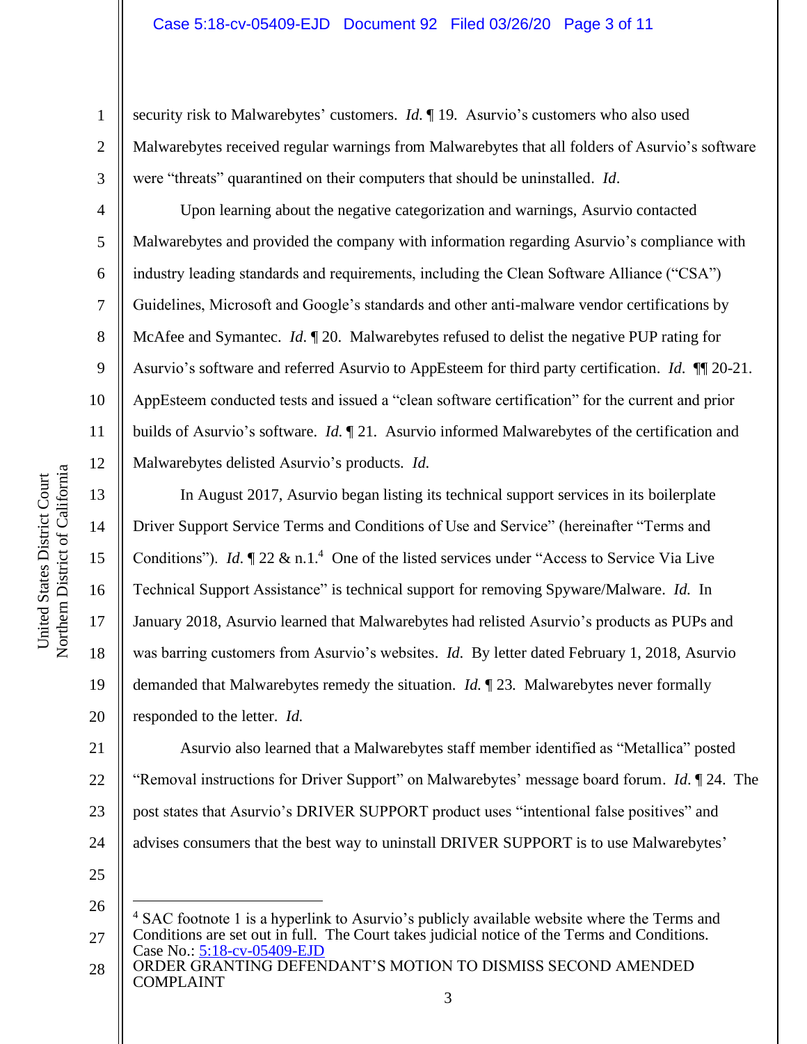security risk to Malwarebytes' customers. *Id.* ¶ 19. Asurvio's customers who also used Malwarebytes received regular warnings from Malwarebytes that all folders of Asurvio's software were "threats" quarantined on their computers that should be uninstalled. *Id.*

Upon learning about the negative categorization and warnings, Asurvio contacted Malwarebytes and provided the company with information regarding Asurvio's compliance with industry leading standards and requirements, including the Clean Software Alliance ("CSA") Guidelines, Microsoft and Google's standards and other anti-malware vendor certifications by McAfee and Symantec. *Id.* ¶ 20. Malwarebytes refused to delist the negative PUP rating for Asurvio's software and referred Asurvio to AppEsteem for third party certification. *Id.* ¶¶ 20-21. AppEsteem conducted tests and issued a "clean software certification" for the current and prior builds of Asurvio's software. *Id.* ¶ 21. Asurvio informed Malwarebytes of the certification and Malwarebytes delisted Asurvio's products. *Id.*

In August 2017, Asurvio began listing its technical support services in its boilerplate Driver Support Service Terms and Conditions of Use and Service" (hereinafter "Terms and Conditions"). *Id.* ¶ 22 & n.1.[4] One of the listed services under "Access to Service Via Live Technical Support Assistance" is technical support for removing Spyware/Malware. *Id.* In January 2018, Asurvio learned that Malwarebytes had relisted Asurvio's products as PUPs and was barring customers from Asurvio's websites. *Id.* By letter dated February 1, 2018, Asurvio demanded that Malwarebytes remedy the situation. *Id.* ¶ 23. Malwarebytes never formally responded to the letter. *Id.*

Asurvio also learned that a Malwarebytes staff member identified as "Metallica" posted "Removal instructions for Driver Support" on Malwarebytes' message board forum. *Id.* ¶ 24. The post states that Asurvio's DRIVER SUPPORT product uses "intentional false positives" and advises consumers that the best way to uninstall DRIVER SUPPORT is to use Malwarebytes'

---

[4] SAC footnote 1 is a hyperlink to Asurvio's publicly available website where the Terms and Conditions are set out in full. The Court takes judicial notice of the Terms and Conditions.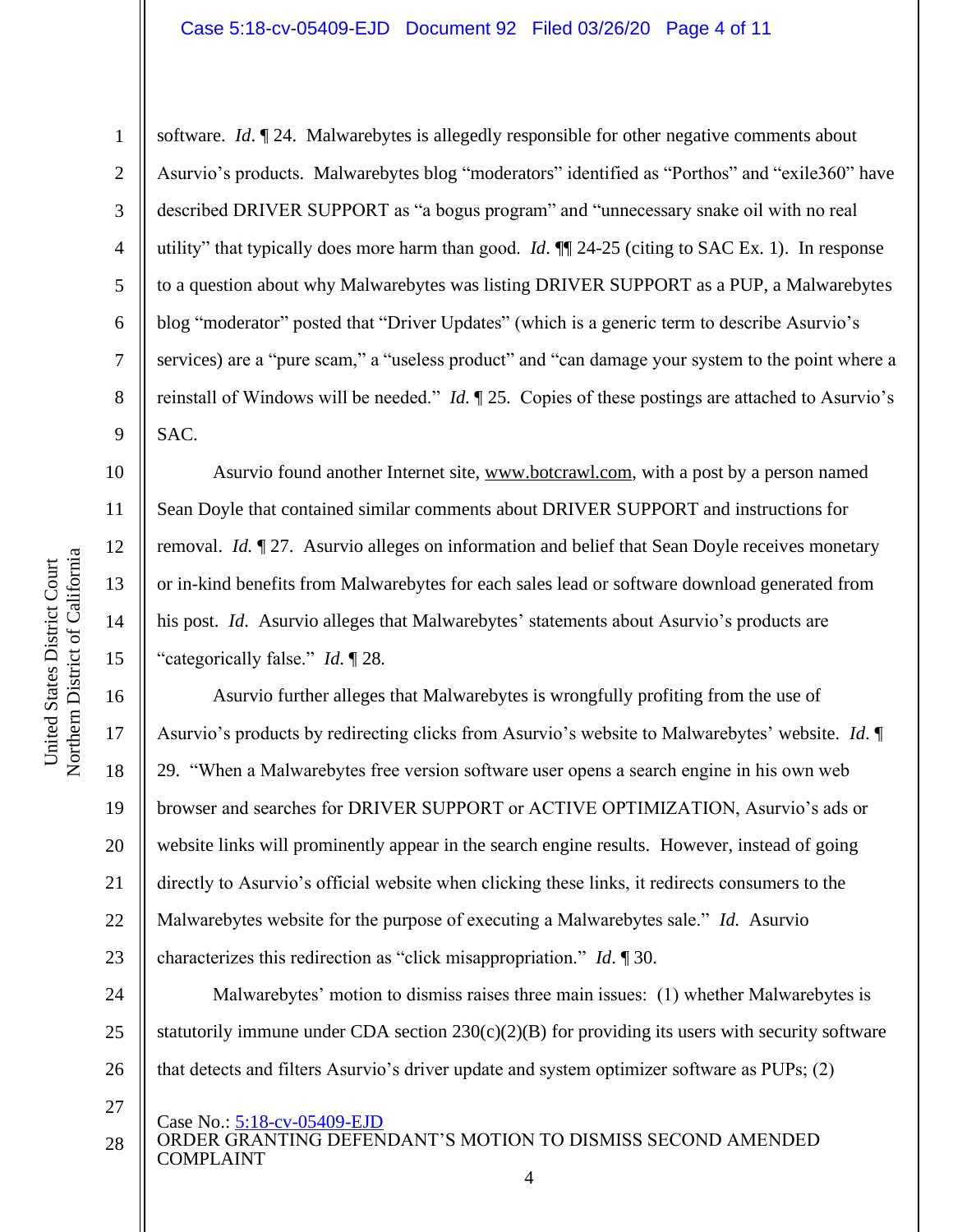software. *Id*. ¶ 24. Malwarebytes is allegedly responsible for other negative comments about Asurvio's products. Malwarebytes blog "moderators" identified as "Porthos" and "exile360" have described DRIVER SUPPORT as "a bogus program" and "unnecessary snake oil with no real utility" that typically does more harm than good. *Id*. ¶¶ 24-25 (citing to SAC Ex. 1). In response to a question about why Malwarebytes was listing DRIVER SUPPORT as a PUP, a Malwarebytes blog "moderator" posted that "Driver Updates" (which is a generic term to describe Asurvio's services) are a "pure scam," a "useless product" and "can damage your system to the point where a reinstall of Windows will be needed." *Id.* ¶ 25. Copies of these postings are attached to Asurvio's SAC.

Asurvio found another Internet site, www.botcrawl.com, with a post by a person named Sean Doyle that contained similar comments about DRIVER SUPPORT and instructions for removal. *Id.* ¶ 27. Asurvio alleges on information and belief that Sean Doyle receives monetary or in-kind benefits from Malwarebytes for each sales lead or software download generated from his post. *Id*. Asurvio alleges that Malwarebytes' statements about Asurvio's products are "categorically false." *Id.* ¶ 28.

Asurvio further alleges that Malwarebytes is wrongfully profiting from the use of Asurvio's products by redirecting clicks from Asurvio's website to Malwarebytes' website. *Id.* ¶ 29. "When a Malwarebytes free version software user opens a search engine in his own web browser and searches for DRIVER SUPPORT or ACTIVE OPTIMIZATION, Asurvio's ads or website links will prominently appear in the search engine results. However, instead of going directly to Asurvio's official website when clicking these links, it redirects consumers to the Malwarebytes website for the purpose of executing a Malwarebytes sale." *Id.* Asurvio characterizes this redirection as "click misappropriation." *Id*. ¶ 30.

Malwarebytes' motion to dismiss raises three main issues: (1) whether Malwarebytes is statutorily immune under CDA section 230(c)(2)(B) for providing its users with security software that detects and filters Asurvio's driver update and system optimizer software as PUPs; (2)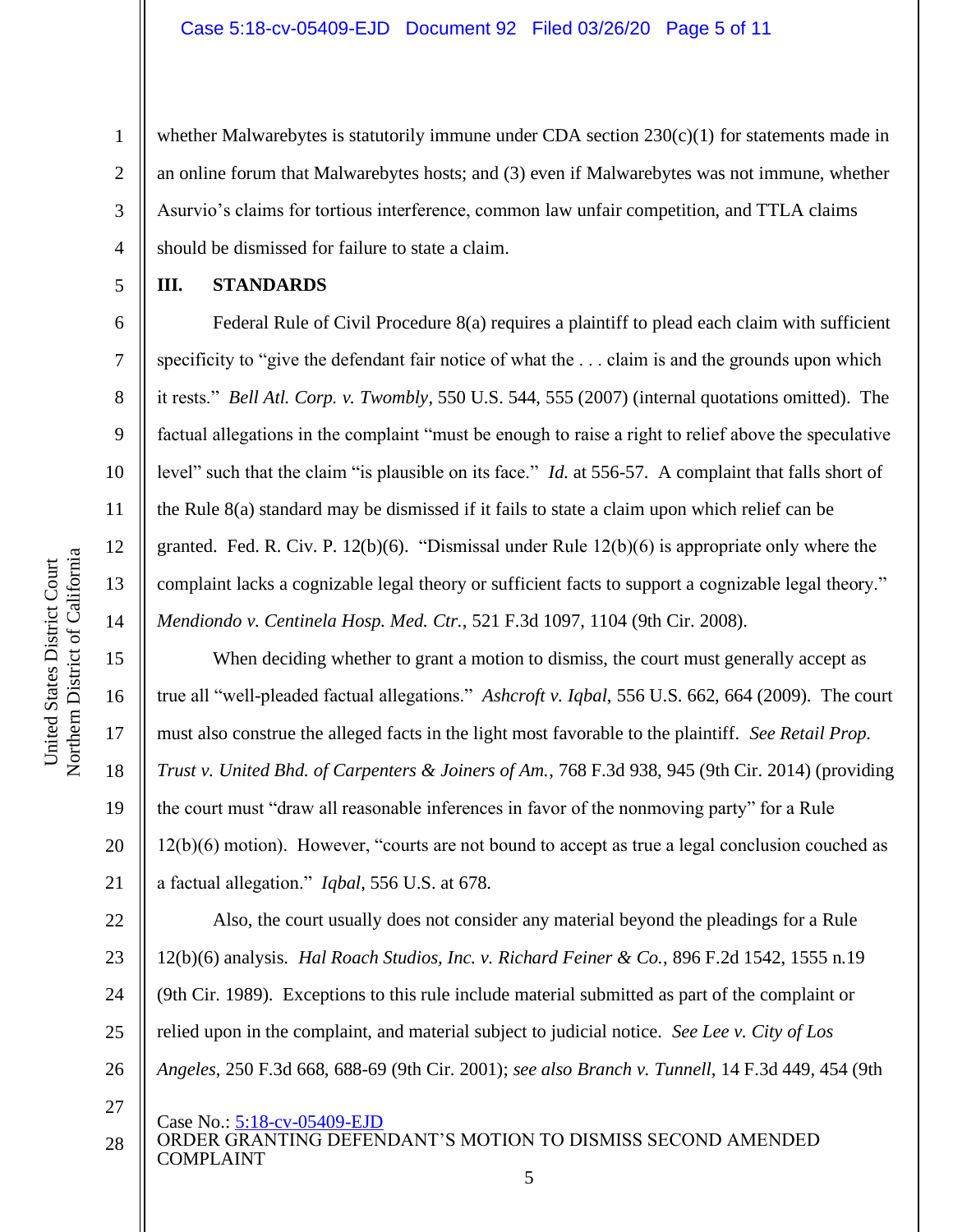whether Malwarebytes is statutorily immune under CDA section 230(c)(1) for statements made in an online forum that Malwarebytes hosts; and (3) even if Malwarebytes was not immune, whether Asurvio's claims for tortious interference, common law unfair competition, and TTLA claims should be dismissed for failure to state a claim.

## III. STANDARDS

Federal Rule of Civil Procedure 8(a) requires a plaintiff to plead each claim with sufficient specificity to "give the defendant fair notice of what the . . . claim is and the grounds upon which it rests." *Bell Atl. Corp. v. Twombly*, 550 U.S. 544, 555 (2007) (internal quotations omitted). The factual allegations in the complaint "must be enough to raise a right to relief above the speculative level" such that the claim "is plausible on its face." *Id.* at 556-57. A complaint that falls short of the Rule 8(a) standard may be dismissed if it fails to state a claim upon which relief can be granted. Fed. R. Civ. P. 12(b)(6). "Dismissal under Rule 12(b)(6) is appropriate only where the complaint lacks a cognizable legal theory or sufficient facts to support a cognizable legal theory." *Mendiondo v. Centinela Hosp. Med. Ctr.*, 521 F.3d 1097, 1104 (9th Cir. 2008).

When deciding whether to grant a motion to dismiss, the court must generally accept as true all "well-pleaded factual allegations." *Ashcroft v. Iqbal*, 556 U.S. 662, 664 (2009). The court must also construe the alleged facts in the light most favorable to the plaintiff. *See Retail Prop. Trust v. United Bhd. of Carpenters & Joiners of Am.*, 768 F.3d 938, 945 (9th Cir. 2014) (providing the court must "draw all reasonable inferences in favor of the nonmoving party" for a Rule 12(b)(6) motion). However, "courts are not bound to accept as true a legal conclusion couched as a factual allegation." *Iqbal*, 556 U.S. at 678.

Also, the court usually does not consider any material beyond the pleadings for a Rule 12(b)(6) analysis. *Hal Roach Studios, Inc. v. Richard Feiner & Co.*, 896 F.2d 1542, 1555 n.19 (9th Cir. 1989). Exceptions to this rule include material submitted as part of the complaint or relied upon in the complaint, and material subject to judicial notice. *See Lee v. City of Los Angeles*, 250 F.3d 668, 688-69 (9th Cir. 2001); *see also Branch v. Tunnell*, 14 F.3d 449, 454 (9th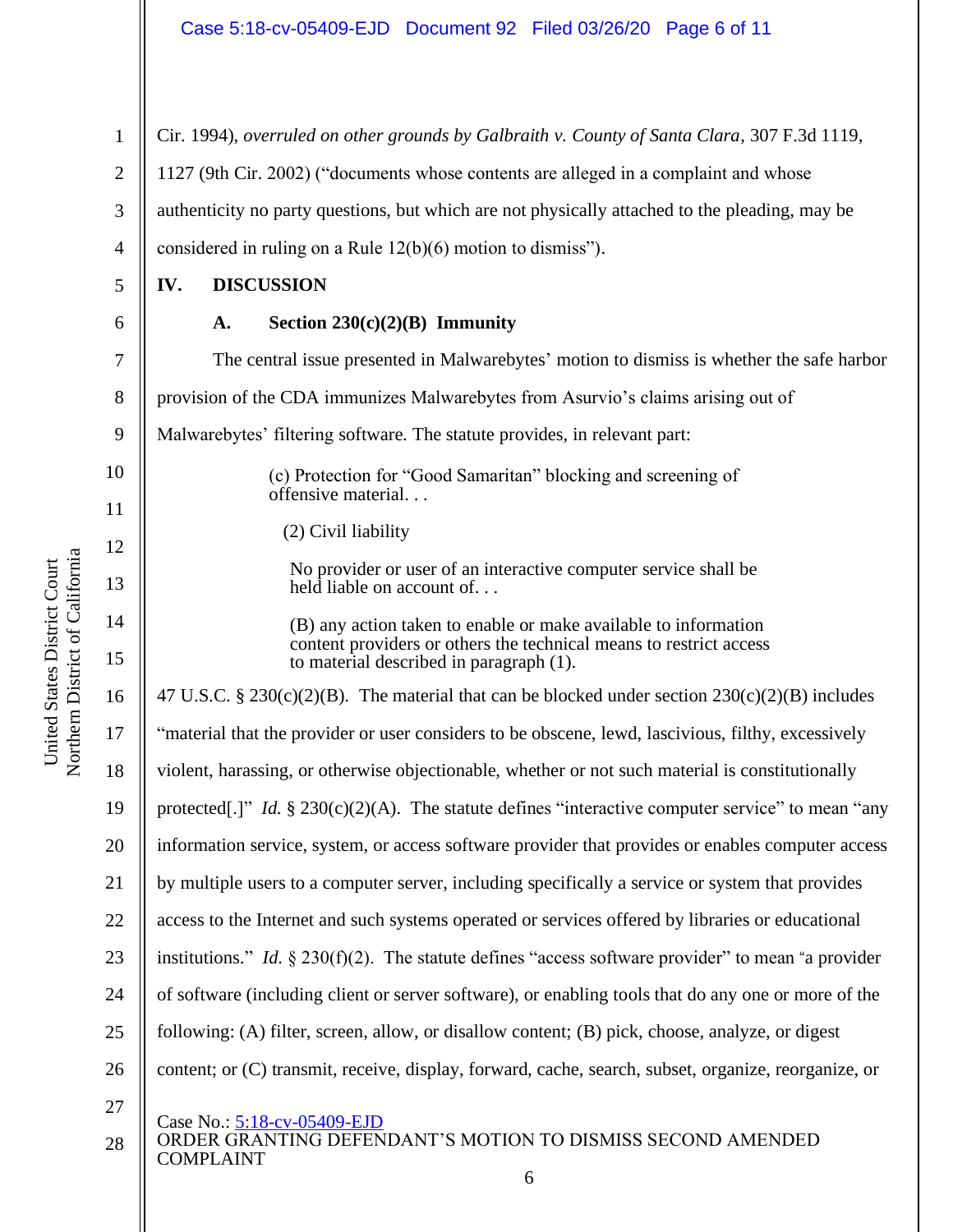Cir. 1994), *overruled on other grounds by Galbraith v. County of Santa Clara*, 307 F.3d 1119, 1127 (9th Cir. 2002) ("documents whose contents are alleged in a complaint and whose authenticity no party questions, but which are not physically attached to the pleading, may be considered in ruling on a Rule 12(b)(6) motion to dismiss").

## IV. DISCUSSION

### A. Section 230(c)(2)(B) Immunity

The central issue presented in Malwarebytes' motion to dismiss is whether the safe harbor provision of the CDA immunizes Malwarebytes from Asurvio's claims arising out of Malwarebytes' filtering software. The statute provides, in relevant part:

> (c) Protection for "Good Samaritan" blocking and screening of offensive material. . .
>
> (2) Civil liability
>
> No provider or user of an interactive computer service shall be held liable on account of. . .
>
> (B) any action taken to enable or make available to information content providers or others the technical means to restrict access to material described in paragraph (1).

47 U.S.C. § 230(c)(2)(B). The material that can be blocked under section 230(c)(2)(B) includes "material that the provider or user considers to be obscene, lewd, lascivious, filthy, excessively violent, harassing, or otherwise objectionable, whether or not such material is constitutionally protected[.]" *Id.* § 230(c)(2)(A). The statute defines "interactive computer service" to mean "any information service, system, or access software provider that provides or enables computer access by multiple users to a computer server, including specifically a service or system that provides access to the Internet and such systems operated or services offered by libraries or educational institutions." *Id.* § 230(f)(2). The statute defines "access software provider" to mean "a provider of software (including client or server software), or enabling tools that do any one or more of the following: (A) filter, screen, allow, or disallow content; (B) pick, choose, analyze, or digest content; or (C) transmit, receive, display, forward, cache, search, subset, organize, reorganize, or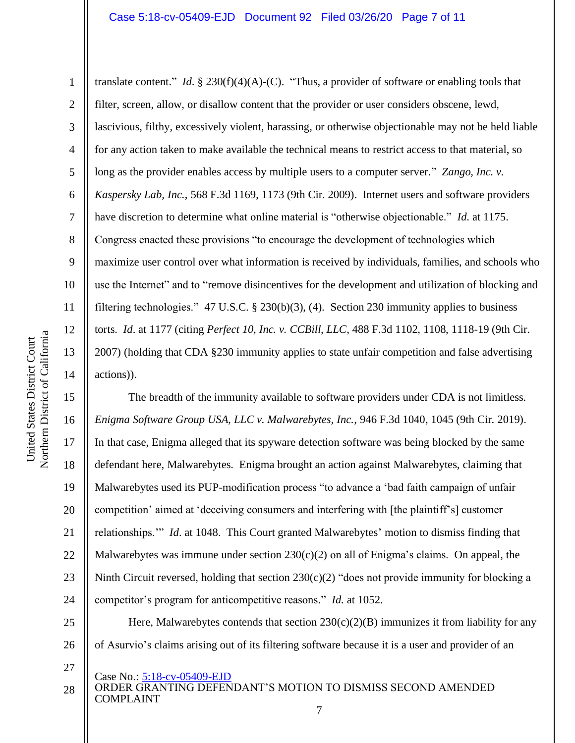translate content." *Id*. § 230(f)(4)(A)-(C). "Thus, a provider of software or enabling tools that filter, screen, allow, or disallow content that the provider or user considers obscene, lewd, lascivious, filthy, excessively violent, harassing, or otherwise objectionable may not be held liable for any action taken to make available the technical means to restrict access to that material, so long as the provider enables access by multiple users to a computer server." *Zango, Inc. v. Kaspersky Lab, Inc.*, 568 F.3d 1169, 1173 (9th Cir. 2009). Internet users and software providers have discretion to determine what online material is "otherwise objectionable." *Id.* at 1175. Congress enacted these provisions "to encourage the development of technologies which maximize user control over what information is received by individuals, families, and schools who use the Internet" and to "remove disincentives for the development and utilization of blocking and filtering technologies." 47 U.S.C. § 230(b)(3), (4). Section 230 immunity applies to business torts. *Id*. at 1177 (citing *Perfect 10, Inc. v. CCBill, LLC*, 488 F.3d 1102, 1108, 1118-19 (9th Cir. 2007) (holding that CDA §230 immunity applies to state unfair competition and false advertising actions)).

The breadth of the immunity available to software providers under CDA is not limitless. *Enigma Software Group USA, LLC v. Malwarebytes, Inc.*, 946 F.3d 1040, 1045 (9th Cir. 2019). In that case, Enigma alleged that its spyware detection software was being blocked by the same defendant here, Malwarebytes. Enigma brought an action against Malwarebytes, claiming that Malwarebytes used its PUP-modification process "to advance a 'bad faith campaign of unfair competition' aimed at 'deceiving consumers and interfering with [the plaintiff's] customer relationships.'" *Id*. at 1048. This Court granted Malwarebytes' motion to dismiss finding that Malwarebytes was immune under section 230(c)(2) on all of Enigma's claims. On appeal, the Ninth Circuit reversed, holding that section 230(c)(2) "does not provide immunity for blocking a competitor's program for anticompetitive reasons." *Id.* at 1052.

Here, Malwarebytes contends that section 230(c)(2)(B) immunizes it from liability for any of Asurvio's claims arising out of its filtering software because it is a user and provider of an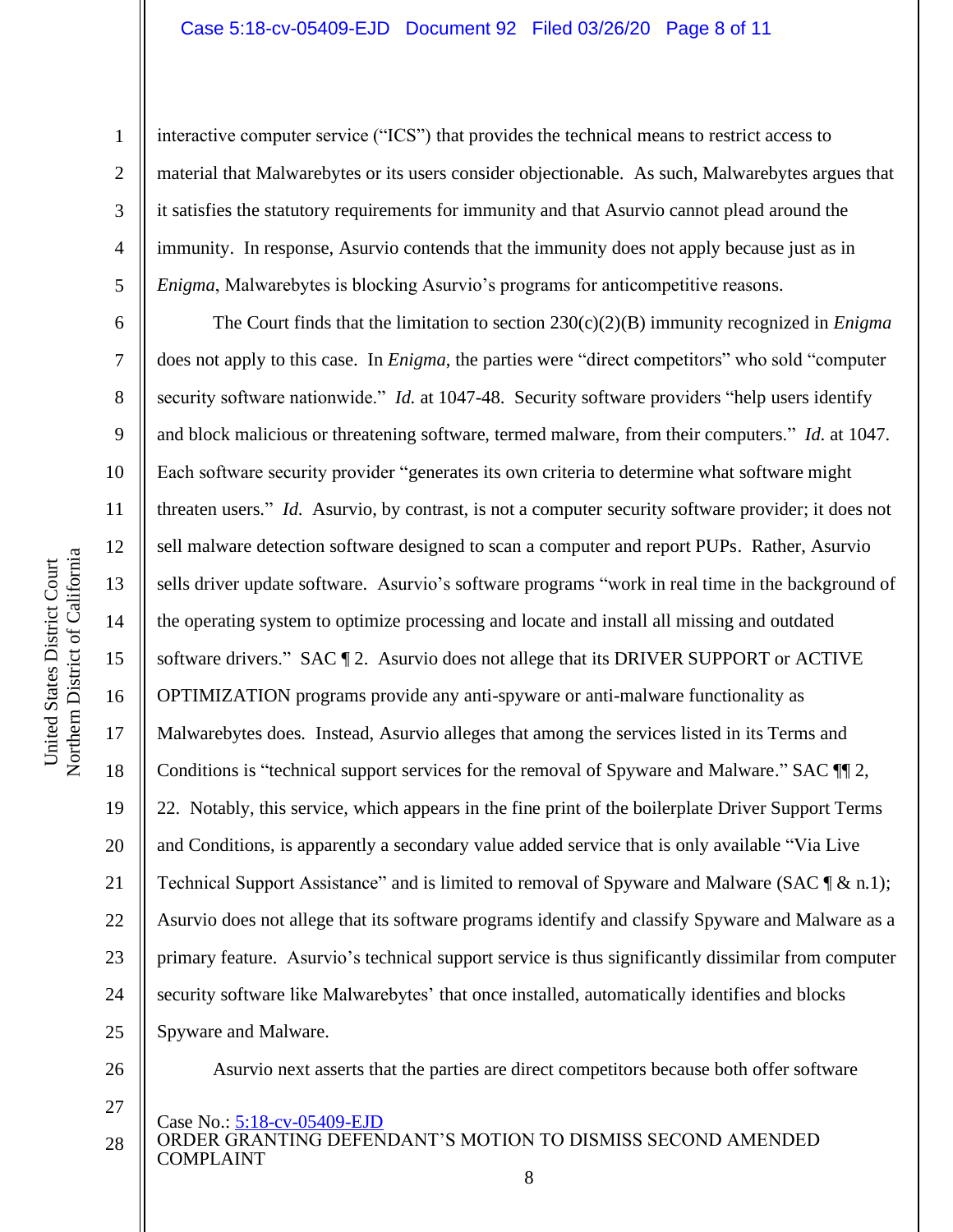interactive computer service ("ICS") that provides the technical means to restrict access to material that Malwarebytes or its users consider objectionable. As such, Malwarebytes argues that it satisfies the statutory requirements for immunity and that Asurvio cannot plead around the immunity. In response, Asurvio contends that the immunity does not apply because just as in *Enigma*, Malwarebytes is blocking Asurvio's programs for anticompetitive reasons.

The Court finds that the limitation to section 230(c)(2)(B) immunity recognized in *Enigma* does not apply to this case. In *Enigma*, the parties were "direct competitors" who sold "computer security software nationwide." *Id.* at 1047-48. Security software providers "help users identify and block malicious or threatening software, termed malware, from their computers." *Id.* at 1047. Each software security provider "generates its own criteria to determine what software might threaten users." *Id.* Asurvio, by contrast, is not a computer security software provider; it does not sell malware detection software designed to scan a computer and report PUPs. Rather, Asurvio sells driver update software. Asurvio's software programs "work in real time in the background of the operating system to optimize processing and locate and install all missing and outdated software drivers." SAC ¶ 2. Asurvio does not allege that its DRIVER SUPPORT or ACTIVE OPTIMIZATION programs provide any anti-spyware or anti-malware functionality as Malwarebytes does. Instead, Asurvio alleges that among the services listed in its Terms and Conditions is "technical support services for the removal of Spyware and Malware." SAC ¶¶ 2, 22. Notably, this service, which appears in the fine print of the boilerplate Driver Support Terms and Conditions, is apparently a secondary value added service that is only available "Via Live Technical Support Assistance" and is limited to removal of Spyware and Malware (SAC ¶ & n.1); Asurvio does not allege that its software programs identify and classify Spyware and Malware as a primary feature. Asurvio's technical support service is thus significantly dissimilar from computer security software like Malwarebytes' that once installed, automatically identifies and blocks Spyware and Malware.

Asurvio next asserts that the parties are direct competitors because both offer software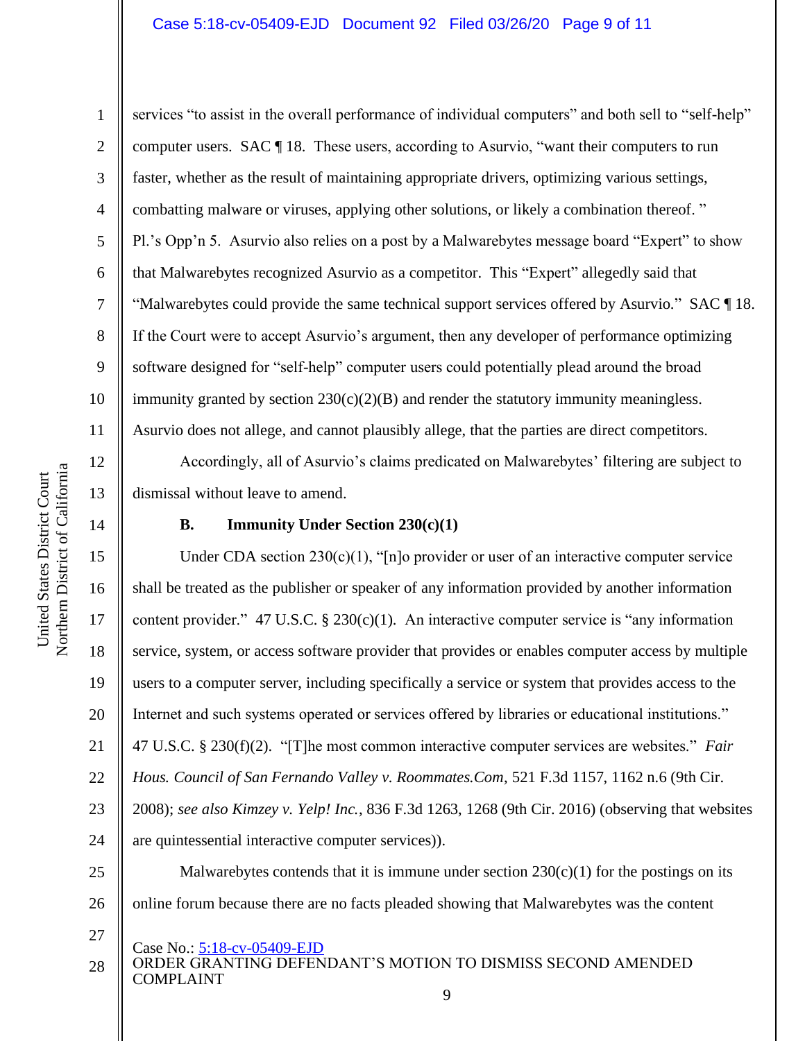services "to assist in the overall performance of individual computers" and both sell to "self-help" computer users. SAC ¶ 18. These users, according to Asurvio, "want their computers to run faster, whether as the result of maintaining appropriate drivers, optimizing various settings, combatting malware or viruses, applying other solutions, or likely a combination thereof. " Pl.'s Opp'n 5. Asurvio also relies on a post by a Malwarebytes message board "Expert" to show that Malwarebytes recognized Asurvio as a competitor. This "Expert" allegedly said that "Malwarebytes could provide the same technical support services offered by Asurvio." SAC ¶ 18. If the Court were to accept Asurvio's argument, then any developer of performance optimizing software designed for "self-help" computer users could potentially plead around the broad immunity granted by section 230(c)(2)(B) and render the statutory immunity meaningless. Asurvio does not allege, and cannot plausibly allege, that the parties are direct competitors.

Accordingly, all of Asurvio's claims predicated on Malwarebytes' filtering are subject to dismissal without leave to amend.

**B. Immunity Under Section 230(c)(1)**

Under CDA section 230(c)(1), "[n]o provider or user of an interactive computer service shall be treated as the publisher or speaker of any information provided by another information content provider." 47 U.S.C. § 230(c)(1). An interactive computer service is "any information service, system, or access software provider that provides or enables computer access by multiple users to a computer server, including specifically a service or system that provides access to the Internet and such systems operated or services offered by libraries or educational institutions." 47 U.S.C. § 230(f)(2). "[T]he most common interactive computer services are websites." *Fair Hous. Council of San Fernando Valley v. Roommates.Com*, 521 F.3d 1157, 1162 n.6 (9th Cir. 2008); *see also Kimzey v. Yelp! Inc.*, 836 F.3d 1263, 1268 (9th Cir. 2016) (observing that websites are quintessential interactive computer services)).

Malwarebytes contends that it is immune under section 230(c)(1) for the postings on its online forum because there are no facts pleaded showing that Malwarebytes was the content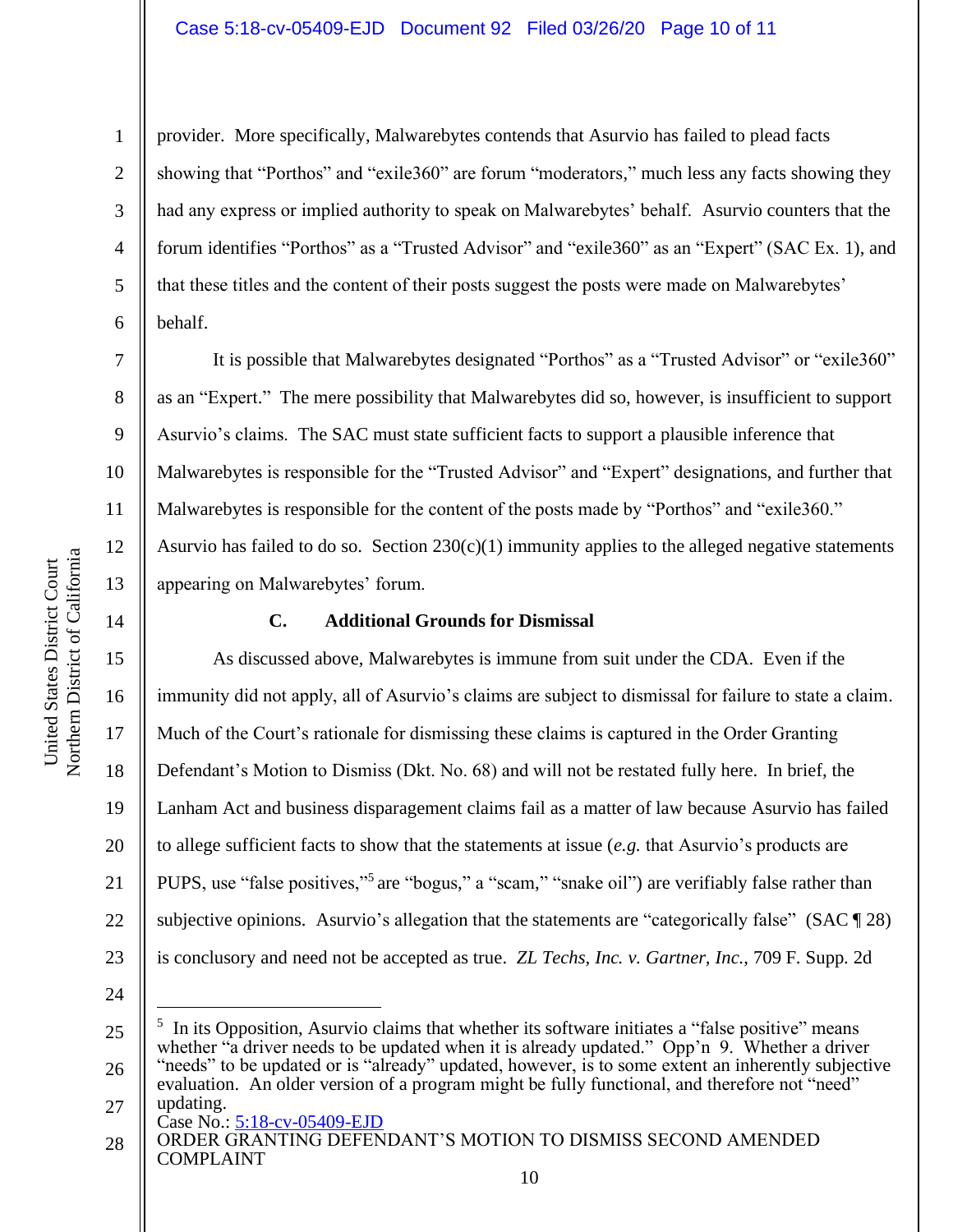provider. More specifically, Malwarebytes contends that Asurvio has failed to plead facts showing that "Porthos" and "exile360" are forum "moderators," much less any facts showing they had any express or implied authority to speak on Malwarebytes' behalf. Asurvio counters that the forum identifies "Porthos" as a "Trusted Advisor" and "exile360" as an "Expert" (SAC Ex. 1), and that these titles and the content of their posts suggest the posts were made on Malwarebytes' behalf.

It is possible that Malwarebytes designated "Porthos" as a "Trusted Advisor" or "exile360" as an "Expert." The mere possibility that Malwarebytes did so, however, is insufficient to support Asurvio's claims. The SAC must state sufficient facts to support a plausible inference that Malwarebytes is responsible for the "Trusted Advisor" and "Expert" designations, and further that Malwarebytes is responsible for the content of the posts made by "Porthos" and "exile360." Asurvio has failed to do so. Section 230(c)(1) immunity applies to the alleged negative statements appearing on Malwarebytes' forum.

### C. Additional Grounds for Dismissal

As discussed above, Malwarebytes is immune from suit under the CDA. Even if the immunity did not apply, all of Asurvio's claims are subject to dismissal for failure to state a claim. Much of the Court's rationale for dismissing these claims is captured in the Order Granting Defendant's Motion to Dismiss (Dkt. No. 68) and will not be restated fully here. In brief, the Lanham Act and business disparagement claims fail as a matter of law because Asurvio has failed to allege sufficient facts to show that the statements at issue (*e.g.* that Asurvio's products are PUPS, use "false positives,"[5] are "bogus," a "scam," "snake oil") are verifiably false rather than subjective opinions. Asurvio's allegation that the statements are "categorically false" (SAC ¶ 28) is conclusory and need not be accepted as true. *ZL Techs, Inc. v. Gartner, Inc.*, 709 F. Supp. 2d

---

[5] In its Opposition, Asurvio claims that whether its software initiates a "false positive" means whether "a driver needs to be updated when it is already updated." Opp'n 9. Whether a driver "needs" to be updated or is "already" updated, however, is to some extent an inherently subjective evaluation. An older version of a program might be fully functional, and therefore not "need" updating.

Case No.: 5:18-cv-05409-EJD
ORDER GRANTING DEFENDANT'S MOTION TO DISMISS SECOND AMENDED COMPLAINT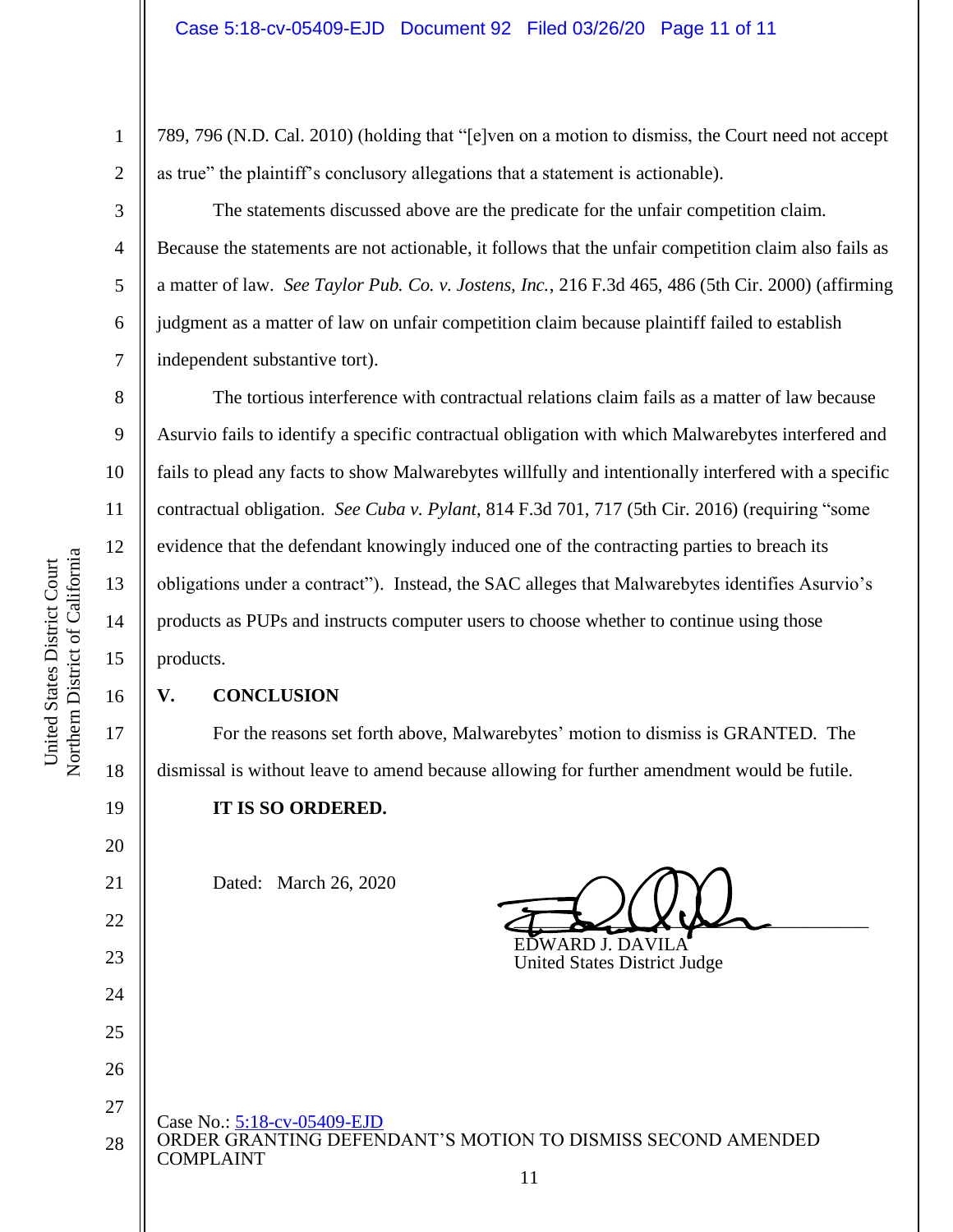789, 796 (N.D. Cal. 2010) (holding that "[e]ven on a motion to dismiss, the Court need not accept as true" the plaintiff's conclusory allegations that a statement is actionable).

The statements discussed above are the predicate for the unfair competition claim. Because the statements are not actionable, it follows that the unfair competition claim also fails as a matter of law. *See Taylor Pub. Co. v. Jostens, Inc.*, 216 F.3d 465, 486 (5th Cir. 2000) (affirming judgment as a matter of law on unfair competition claim because plaintiff failed to establish independent substantive tort).

The tortious interference with contractual relations claim fails as a matter of law because Asurvio fails to identify a specific contractual obligation with which Malwarebytes interfered and fails to plead any facts to show Malwarebytes willfully and intentionally interfered with a specific contractual obligation. *See Cuba v. Pylant*, 814 F.3d 701, 717 (5th Cir. 2016) (requiring "some evidence that the defendant knowingly induced one of the contracting parties to breach its obligations under a contract"). Instead, the SAC alleges that Malwarebytes identifies Asurvio's products as PUPs and instructs computer users to choose whether to continue using those products.

## V. CONCLUSION

For the reasons set forth above, Malwarebytes' motion to dismiss is GRANTED. The dismissal is without leave to amend because allowing for further amendment would be futile.

**IT IS SO ORDERED.**

Dated: March 26, 2020

EDWARD J. DAVILA
United States District Judge

Case No.: 5:18-cv-05409-EJD
ORDER GRANTING DEFENDANT'S MOTION TO DISMISS SECOND AMENDED COMPLAINT